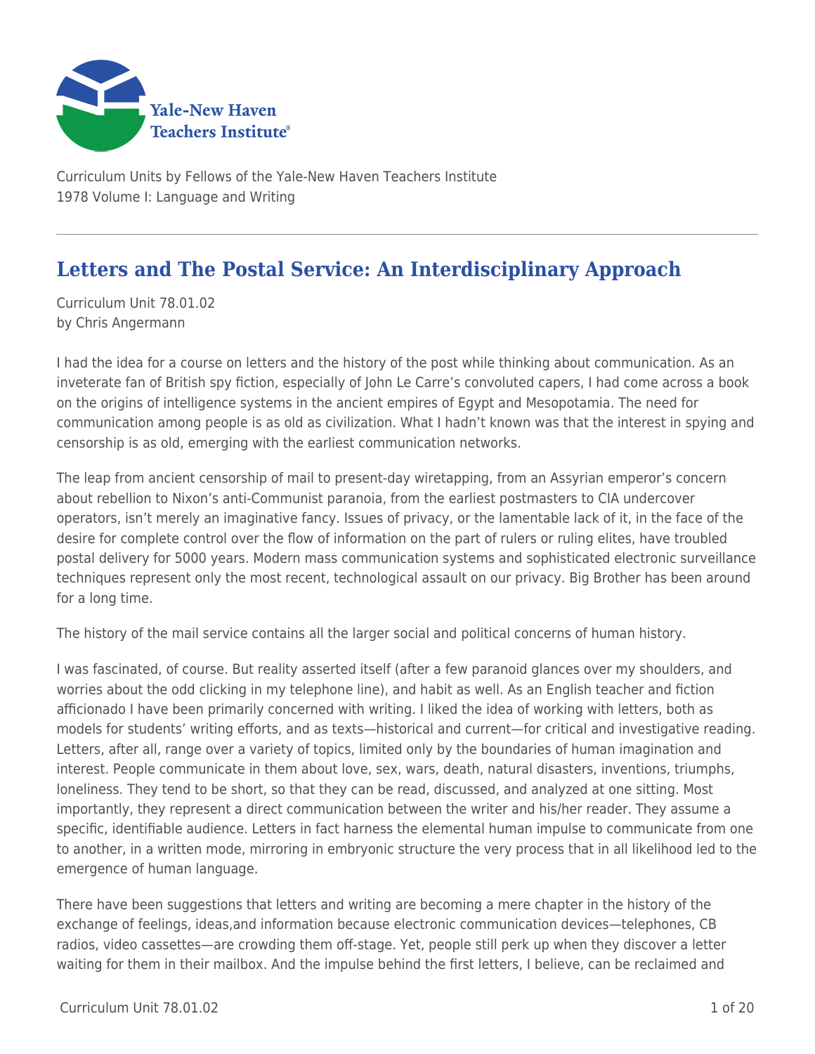Curriculum Units by Fellows of the Yale-New Haven Teachers Institute
1978 Volume I: Language and Writing

# Letters and The Postal Service: An Interdisciplinary Approach

Curriculum Unit 78.01.02
by Chris Angermann

I had the idea for a course on letters and the history of the post while thinking about communication. As an inveterate fan of British spy fiction, especially of John Le Carre's convoluted capers, I had come across a book on the origins of intelligence systems in the ancient empires of Egypt and Mesopotamia. The need for communication among people is as old as civilization. What I hadn't known was that the interest in spying and censorship is as old, emerging with the earliest communication networks.

The leap from ancient censorship of mail to present-day wiretapping, from an Assyrian emperor's concern about rebellion to Nixon's anti-Communist paranoia, from the earliest postmasters to CIA undercover operators, isn't merely an imaginative fancy. Issues of privacy, or the lamentable lack of it, in the face of the desire for complete control over the flow of information on the part of rulers or ruling elites, have troubled postal delivery for 5000 years. Modern mass communication systems and sophisticated electronic surveillance techniques represent only the most recent, technological assault on our privacy. Big Brother has been around for a long time.

The history of the mail service contains all the larger social and political concerns of human history.

I was fascinated, of course. But reality asserted itself (after a few paranoid glances over my shoulders, and worries about the odd clicking in my telephone line), and habit as well. As an English teacher and fiction afficionado I have been primarily concerned with writing. I liked the idea of working with letters, both as models for students' writing efforts, and as texts—historical and current—for critical and investigative reading. Letters, after all, range over a variety of topics, limited only by the boundaries of human imagination and interest. People communicate in them about love, sex, wars, death, natural disasters, inventions, triumphs, loneliness. They tend to be short, so that they can be read, discussed, and analyzed at one sitting. Most importantly, they represent a direct communication between the writer and his/her reader. They assume a specific, identifiable audience. Letters in fact harness the elemental human impulse to communicate from one to another, in a written mode, mirroring in embryonic structure the very process that in all likelihood led to the emergence of human language.

There have been suggestions that letters and writing are becoming a mere chapter in the history of the exchange of feelings, ideas,and information because electronic communication devices—telephones, CB radios, video cassettes—are crowding them off-stage. Yet, people still perk up when they discover a letter waiting for them in their mailbox. And the impulse behind the first letters, I believe, can be reclaimed and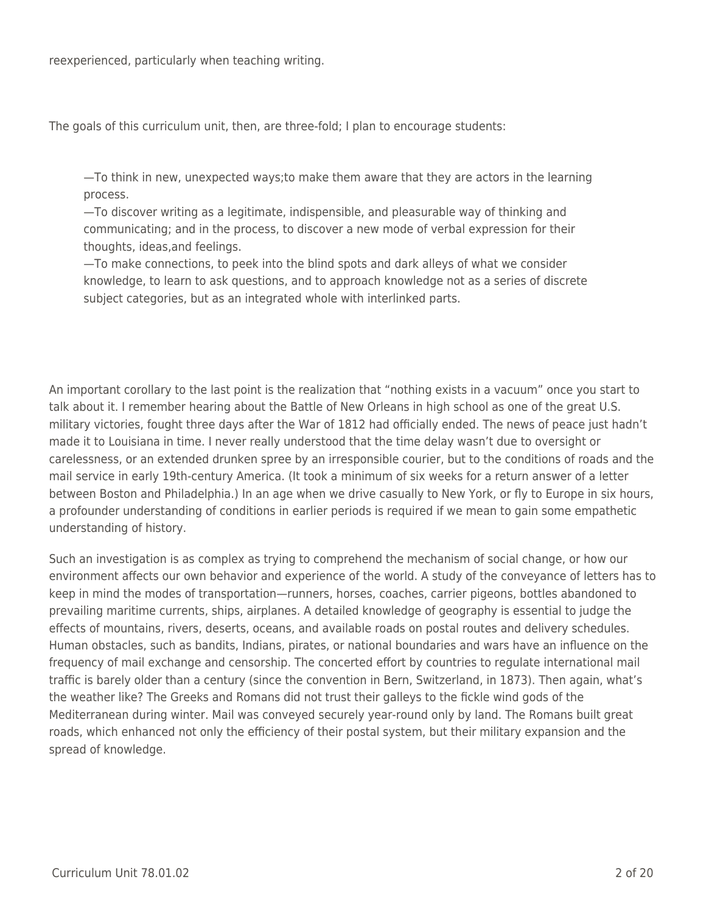reexperienced, particularly when teaching writing.

The goals of this curriculum unit, then, are three-fold; I plan to encourage students:

> —To think in new, unexpected ways;to make them aware that they are actors in the learning process.
> —To discover writing as a legitimate, indispensible, and pleasurable way of thinking and communicating; and in the process, to discover a new mode of verbal expression for their thoughts, ideas,and feelings.
> —To make connections, to peek into the blind spots and dark alleys of what we consider knowledge, to learn to ask questions, and to approach knowledge not as a series of discrete subject categories, but as an integrated whole with interlinked parts.

An important corollary to the last point is the realization that "nothing exists in a vacuum" once you start to talk about it. I remember hearing about the Battle of New Orleans in high school as one of the great U.S. military victories, fought three days after the War of 1812 had officially ended. The news of peace just hadn't made it to Louisiana in time. I never really understood that the time delay wasn't due to oversight or carelessness, or an extended drunken spree by an irresponsible courier, but to the conditions of roads and the mail service in early 19th-century America. (It took a minimum of six weeks for a return answer of a letter between Boston and Philadelphia.) In an age when we drive casually to New York, or fly to Europe in six hours, a profounder understanding of conditions in earlier periods is required if we mean to gain some empathetic understanding of history.

Such an investigation is as complex as trying to comprehend the mechanism of social change, or how our environment affects our own behavior and experience of the world. A study of the conveyance of letters has to keep in mind the modes of transportation—runners, horses, coaches, carrier pigeons, bottles abandoned to prevailing maritime currents, ships, airplanes. A detailed knowledge of geography is essential to judge the effects of mountains, rivers, deserts, oceans, and available roads on postal routes and delivery schedules. Human obstacles, such as bandits, Indians, pirates, or national boundaries and wars have an influence on the frequency of mail exchange and censorship. The concerted effort by countries to regulate international mail traffic is barely older than a century (since the convention in Bern, Switzerland, in 1873). Then again, what's the weather like? The Greeks and Romans did not trust their galleys to the fickle wind gods of the Mediterranean during winter. Mail was conveyed securely year-round only by land. The Romans built great roads, which enhanced not only the efficiency of their postal system, but their military expansion and the spread of knowledge.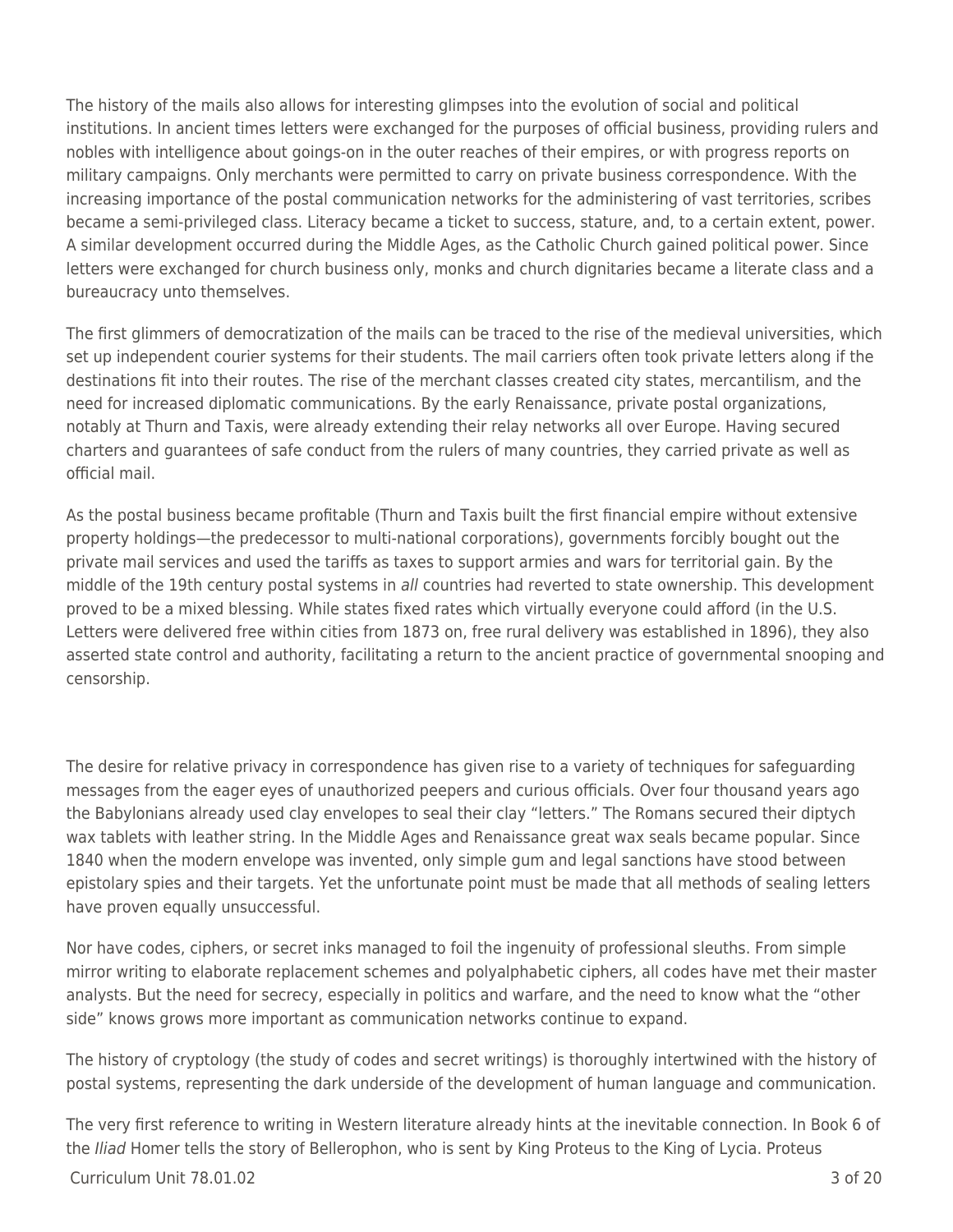The history of the mails also allows for interesting glimpses into the evolution of social and political institutions. In ancient times letters were exchanged for the purposes of official business, providing rulers and nobles with intelligence about goings-on in the outer reaches of their empires, or with progress reports on military campaigns. Only merchants were permitted to carry on private business correspondence. With the increasing importance of the postal communication networks for the administering of vast territories, scribes became a semi-privileged class. Literacy became a ticket to success, stature, and, to a certain extent, power. A similar development occurred during the Middle Ages, as the Catholic Church gained political power. Since letters were exchanged for church business only, monks and church dignitaries became a literate class and a bureaucracy unto themselves.

The first glimmers of democratization of the mails can be traced to the rise of the medieval universities, which set up independent courier systems for their students. The mail carriers often took private letters along if the destinations fit into their routes. The rise of the merchant classes created city states, mercantilism, and the need for increased diplomatic communications. By the early Renaissance, private postal organizations, notably at Thurn and Taxis, were already extending their relay networks all over Europe. Having secured charters and guarantees of safe conduct from the rulers of many countries, they carried private as well as official mail.

As the postal business became profitable (Thurn and Taxis built the first financial empire without extensive property holdings—the predecessor to multi-national corporations), governments forcibly bought out the private mail services and used the tariffs as taxes to support armies and wars for territorial gain. By the middle of the 19th century postal systems in *all* countries had reverted to state ownership. This development proved to be a mixed blessing. While states fixed rates which virtually everyone could afford (in the U.S. Letters were delivered free within cities from 1873 on, free rural delivery was established in 1896), they also asserted state control and authority, facilitating a return to the ancient practice of governmental snooping and censorship.

The desire for relative privacy in correspondence has given rise to a variety of techniques for safeguarding messages from the eager eyes of unauthorized peepers and curious officials. Over four thousand years ago the Babylonians already used clay envelopes to seal their clay "letters." The Romans secured their diptych wax tablets with leather string. In the Middle Ages and Renaissance great wax seals became popular. Since 1840 when the modern envelope was invented, only simple gum and legal sanctions have stood between epistolary spies and their targets. Yet the unfortunate point must be made that all methods of sealing letters have proven equally unsuccessful.

Nor have codes, ciphers, or secret inks managed to foil the ingenuity of professional sleuths. From simple mirror writing to elaborate replacement schemes and polyalphabetic ciphers, all codes have met their master analysts. But the need for secrecy, especially in politics and warfare, and the need to know what the "other side" knows grows more important as communication networks continue to expand.

The history of cryptology (the study of codes and secret writings) is thoroughly intertwined with the history of postal systems, representing the dark underside of the development of human language and communication.

The very first reference to writing in Western literature already hints at the inevitable connection. In Book 6 of the *Iliad* Homer tells the story of Bellerophon, who is sent by King Proteus to the King of Lycia. Proteus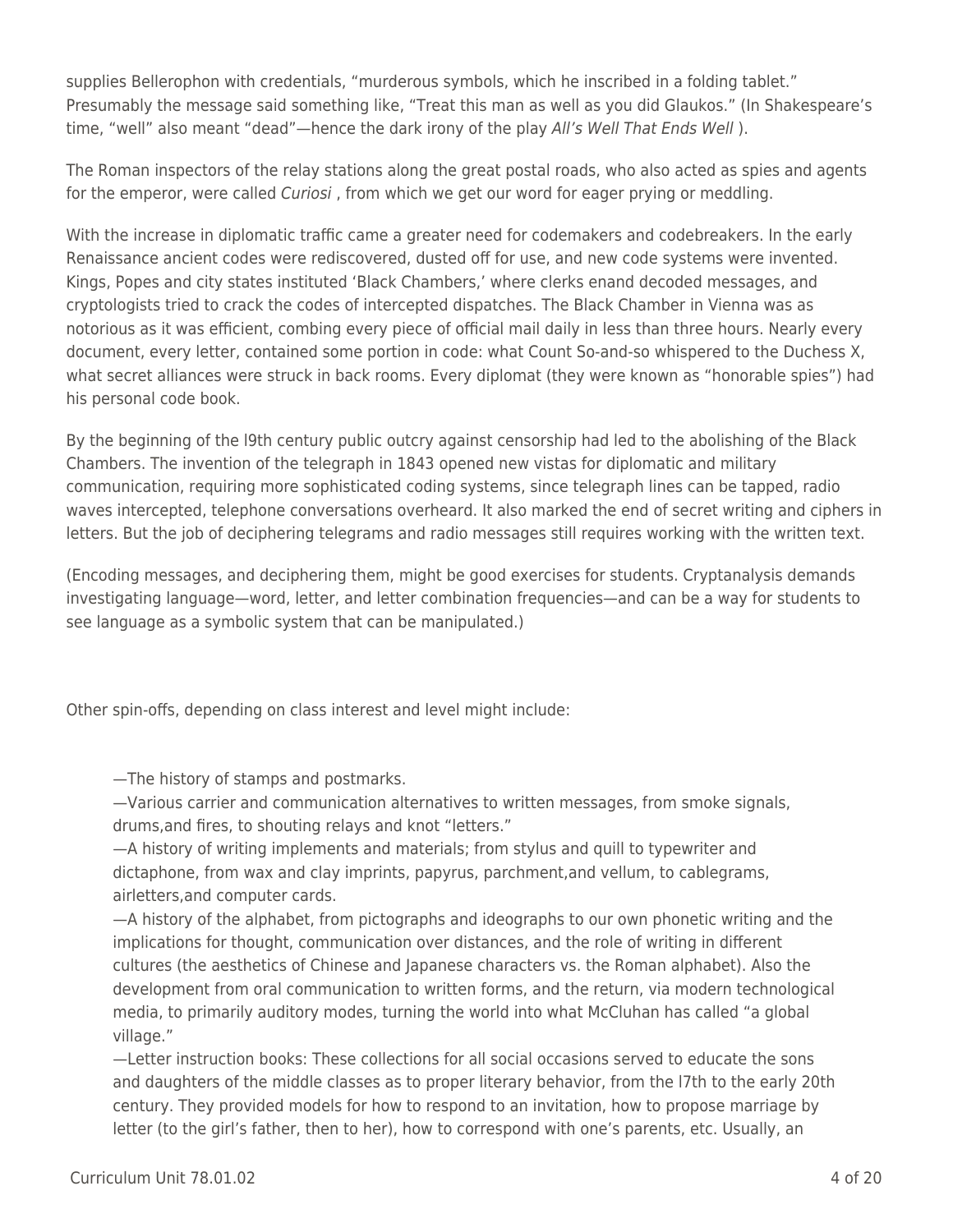supplies Bellerophon with credentials, "murderous symbols, which he inscribed in a folding tablet." Presumably the message said something like, "Treat this man as well as you did Glaukos." (In Shakespeare's time, "well" also meant "dead"—hence the dark irony of the play *All's Well That Ends Well* ).

The Roman inspectors of the relay stations along the great postal roads, who also acted as spies and agents for the emperor, were called *Curiosi* , from which we get our word for eager prying or meddling.

With the increase in diplomatic traffic came a greater need for codemakers and codebreakers. In the early Renaissance ancient codes were rediscovered, dusted off for use, and new code systems were invented. Kings, Popes and city states instituted 'Black Chambers,' where clerks enand decoded messages, and cryptologists tried to crack the codes of intercepted dispatches. The Black Chamber in Vienna was as notorious as it was efficient, combing every piece of official mail daily in less than three hours. Nearly every document, every letter, contained some portion in code: what Count So-and-so whispered to the Duchess X, what secret alliances were struck in back rooms. Every diplomat (they were known as "honorable spies") had his personal code book.

By the beginning of the l9th century public outcry against censorship had led to the abolishing of the Black Chambers. The invention of the telegraph in 1843 opened new vistas for diplomatic and military communication, requiring more sophisticated coding systems, since telegraph lines can be tapped, radio waves intercepted, telephone conversations overheard. It also marked the end of secret writing and ciphers in letters. But the job of deciphering telegrams and radio messages still requires working with the written text.

(Encoding messages, and deciphering them, might be good exercises for students. Cryptanalysis demands investigating language—word, letter, and letter combination frequencies—and can be a way for students to see language as a symbolic system that can be manipulated.)

Other spin-offs, depending on class interest and level might include:

—The history of stamps and postmarks.
—Various carrier and communication alternatives to written messages, from smoke signals, drums,and fires, to shouting relays and knot "letters."
—A history of writing implements and materials; from stylus and quill to typewriter and dictaphone, from wax and clay imprints, papyrus, parchment,and vellum, to cablegrams, airletters,and computer cards.
—A history of the alphabet, from pictographs and ideographs to our own phonetic writing and the implications for thought, communication over distances, and the role of writing in different cultures (the aesthetics of Chinese and Japanese characters vs. the Roman alphabet). Also the development from oral communication to written forms, and the return, via modern technological media, to primarily auditory modes, turning the world into what McCluhan has called "a global village."
—Letter instruction books: These collections for all social occasions served to educate the sons and daughters of the middle classes as to proper literary behavior, from the l7th to the early 20th century. They provided models for how to respond to an invitation, how to propose marriage by letter (to the girl's father, then to her), how to correspond with one's parents, etc. Usually, an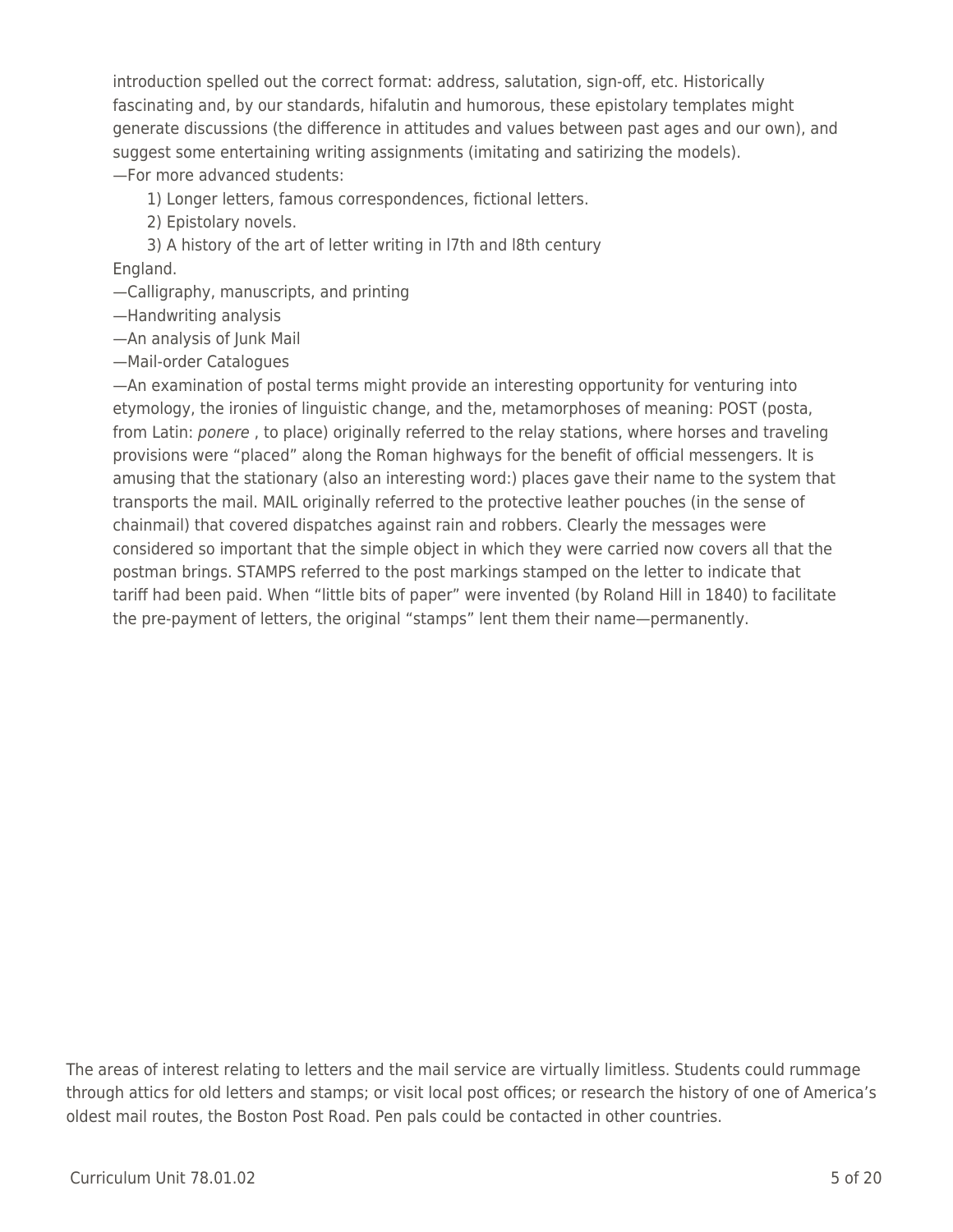introduction spelled out the correct format: address, salutation, sign-off, etc. Historically fascinating and, by our standards, hifalutin and humorous, these epistolary templates might generate discussions (the difference in attitudes and values between past ages and our own), and suggest some entertaining writing assignments (imitating and satirizing the models).

—For more advanced students:

1) Longer letters, famous correspondences, fictional letters.
2) Epistolary novels.
3) A history of the art of letter writing in l7th and l8th century England.

—Calligraphy, manuscripts, and printing

—Handwriting analysis

—An analysis of Junk Mail

—Mail-order Catalogues

—An examination of postal terms might provide an interesting opportunity for venturing into etymology, the ironies of linguistic change, and the, metamorphoses of meaning: POST (posta, from Latin: *ponere* , to place) originally referred to the relay stations, where horses and traveling provisions were "placed" along the Roman highways for the benefit of official messengers. It is amusing that the stationary (also an interesting word:) places gave their name to the system that transports the mail. MAIL originally referred to the protective leather pouches (in the sense of chainmail) that covered dispatches against rain and robbers. Clearly the messages were considered so important that the simple object in which they were carried now covers all that the postman brings. STAMPS referred to the post markings stamped on the letter to indicate that tariff had been paid. When "little bits of paper" were invented (by Roland Hill in 1840) to facilitate the pre-payment of letters, the original "stamps" lent them their name—permanently.

The areas of interest relating to letters and the mail service are virtually limitless. Students could rummage through attics for old letters and stamps; or visit local post offices; or research the history of one of America's oldest mail routes, the Boston Post Road. Pen pals could be contacted in other countries.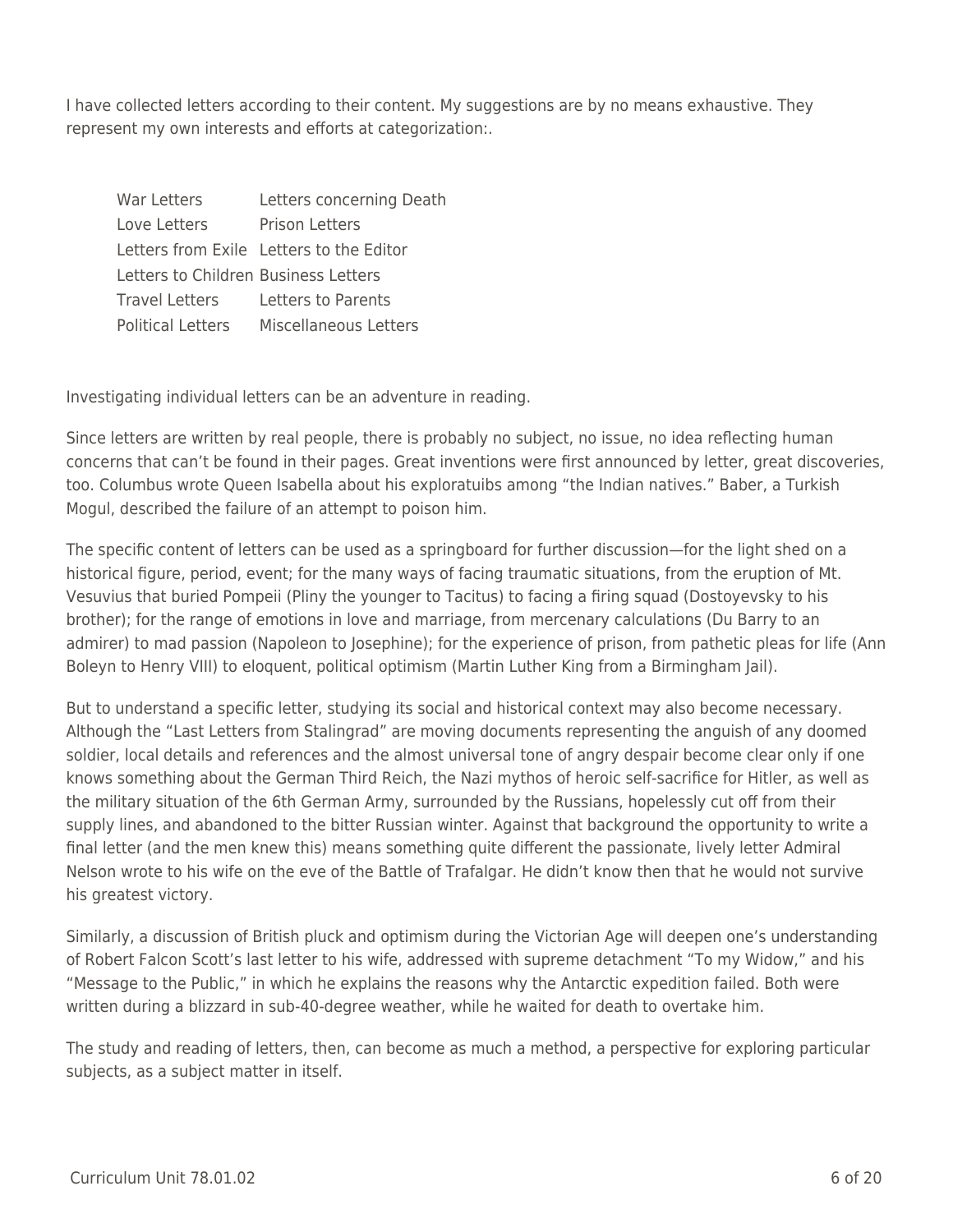I have collected letters according to their content. My suggestions are by no means exhaustive. They represent my own interests and efforts at categorization:.

| | |
|---|---|
| War Letters | Letters concerning Death |
| Love Letters | Prison Letters |
| Letters from Exile | Letters to the Editor |
| Letters to Children | Business Letters |
| Travel Letters | Letters to Parents |
| Political Letters | Miscellaneous Letters |

Investigating individual letters can be an adventure in reading.

Since letters are written by real people, there is probably no subject, no issue, no idea reflecting human concerns that can't be found in their pages. Great inventions were first announced by letter, great discoveries, too. Columbus wrote Queen Isabella about his exploratuibs among "the Indian natives." Baber, a Turkish Mogul, described the failure of an attempt to poison him.

The specific content of letters can be used as a springboard for further discussion—for the light shed on a historical figure, period, event; for the many ways of facing traumatic situations, from the eruption of Mt. Vesuvius that buried Pompeii (Pliny the younger to Tacitus) to facing a firing squad (Dostoyevsky to his brother); for the range of emotions in love and marriage, from mercenary calculations (Du Barry to an admirer) to mad passion (Napoleon to Josephine); for the experience of prison, from pathetic pleas for life (Ann Boleyn to Henry VIII) to eloquent, political optimism (Martin Luther King from a Birmingham Jail).

But to understand a specific letter, studying its social and historical context may also become necessary. Although the "Last Letters from Stalingrad" are moving documents representing the anguish of any doomed soldier, local details and references and the almost universal tone of angry despair become clear only if one knows something about the German Third Reich, the Nazi mythos of heroic self-sacrifice for Hitler, as well as the military situation of the 6th German Army, surrounded by the Russians, hopelessly cut off from their supply lines, and abandoned to the bitter Russian winter. Against that background the opportunity to write a final letter (and the men knew this) means something quite different the passionate, lively letter Admiral Nelson wrote to his wife on the eve of the Battle of Trafalgar. He didn't know then that he would not survive his greatest victory.

Similarly, a discussion of British pluck and optimism during the Victorian Age will deepen one's understanding of Robert Falcon Scott's last letter to his wife, addressed with supreme detachment "To my Widow," and his "Message to the Public," in which he explains the reasons why the Antarctic expedition failed. Both were written during a blizzard in sub-40-degree weather, while he waited for death to overtake him.

The study and reading of letters, then, can become as much a method, a perspective for exploring particular subjects, as a subject matter in itself.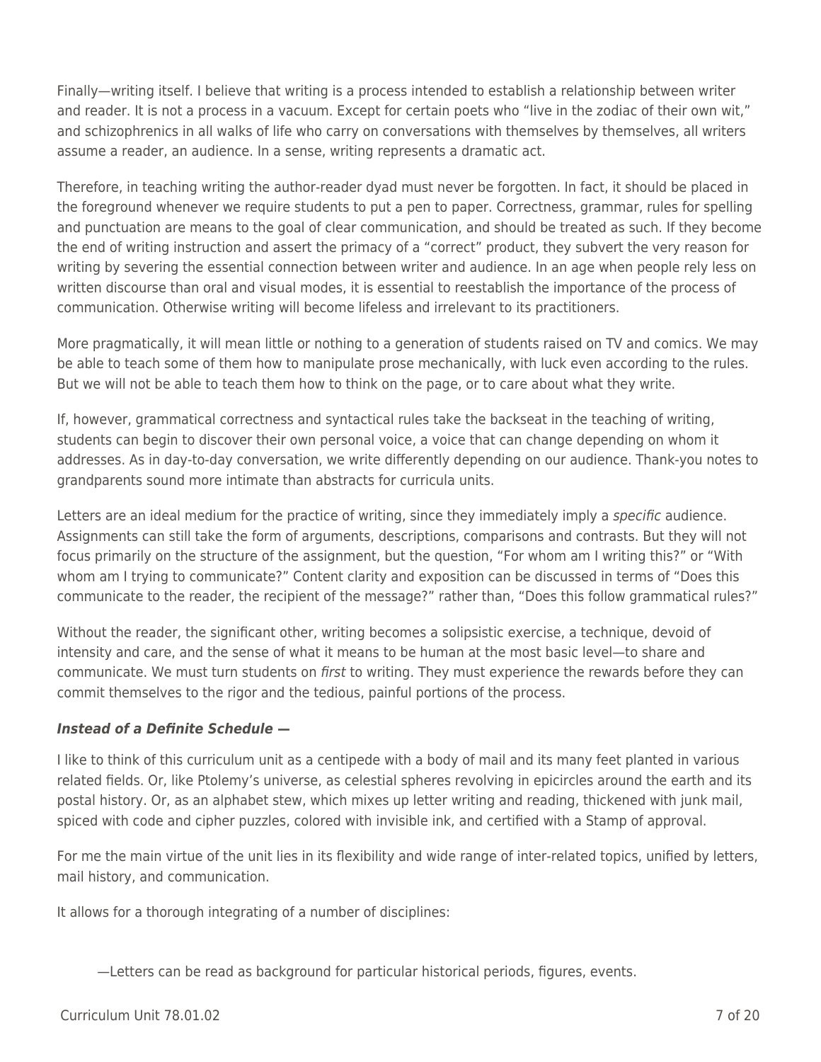Finally—writing itself. I believe that writing is a process intended to establish a relationship between writer and reader. It is not a process in a vacuum. Except for certain poets who "live in the zodiac of their own wit," and schizophrenics in all walks of life who carry on conversations with themselves by themselves, all writers assume a reader, an audience. In a sense, writing represents a dramatic act.

Therefore, in teaching writing the author-reader dyad must never be forgotten. In fact, it should be placed in the foreground whenever we require students to put a pen to paper. Correctness, grammar, rules for spelling and punctuation are means to the goal of clear communication, and should be treated as such. If they become the end of writing instruction and assert the primacy of a "correct" product, they subvert the very reason for writing by severing the essential connection between writer and audience. In an age when people rely less on written discourse than oral and visual modes, it is essential to reestablish the importance of the process of communication. Otherwise writing will become lifeless and irrelevant to its practitioners.

More pragmatically, it will mean little or nothing to a generation of students raised on TV and comics. We may be able to teach some of them how to manipulate prose mechanically, with luck even according to the rules. But we will not be able to teach them how to think on the page, or to care about what they write.

If, however, grammatical correctness and syntactical rules take the backseat in the teaching of writing, students can begin to discover their own personal voice, a voice that can change depending on whom it addresses. As in day-to-day conversation, we write differently depending on our audience. Thank-you notes to grandparents sound more intimate than abstracts for curricula units.

Letters are an ideal medium for the practice of writing, since they immediately imply a *specific* audience. Assignments can still take the form of arguments, descriptions, comparisons and contrasts. But they will not focus primarily on the structure of the assignment, but the question, "For whom am I writing this?" or "With whom am I trying to communicate?" Content clarity and exposition can be discussed in terms of "Does this communicate to the reader, the recipient of the message?" rather than, "Does this follow grammatical rules?"

Without the reader, the significant other, writing becomes a solipsistic exercise, a technique, devoid of intensity and care, and the sense of what it means to be human at the most basic level—to share and communicate. We must turn students on *first* to writing. They must experience the rewards before they can commit themselves to the rigor and the tedious, painful portions of the process.

***Instead of a Definite Schedule —***

I like to think of this curriculum unit as a centipede with a body of mail and its many feet planted in various related fields. Or, like Ptolemy's universe, as celestial spheres revolving in epicircles around the earth and its postal history. Or, as an alphabet stew, which mixes up letter writing and reading, thickened with junk mail, spiced with code and cipher puzzles, colored with invisible ink, and certified with a Stamp of approval.

For me the main virtue of the unit lies in its flexibility and wide range of inter-related topics, unified by letters, mail history, and communication.

It allows for a thorough integrating of a number of disciplines:

—Letters can be read as background for particular historical periods, figures, events.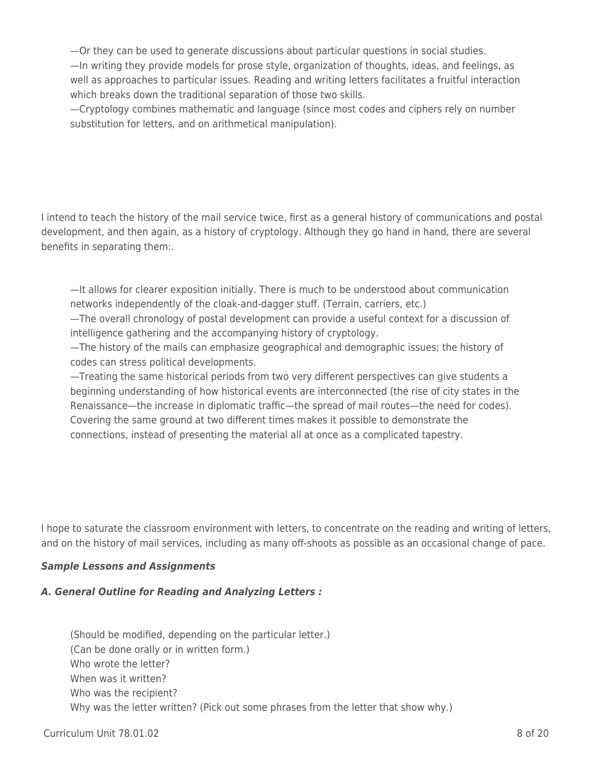—Or they can be used to generate discussions about particular questions in social studies.
—In writing they provide models for prose style, organization of thoughts, ideas, and feelings, as well as approaches to particular issues. Reading and writing letters facilitates a fruitful interaction which breaks down the traditional separation of those two skills.
—Cryptology combines mathematic and language (since most codes and ciphers rely on number substitution for letters, and on arithmetical manipulation).

I intend to teach the history of the mail service twice, first as a general history of communications and postal development, and then again, as a history of cryptology. Although they go hand in hand, there are several benefits in separating them:.

—It allows for clearer exposition initially. There is much to be understood about communication networks independently of the cloak-and-dagger stuff. (Terrain, carriers, etc.)
—The overall chronology of postal development can provide a useful context for a discussion of intelligence gathering and the accompanying history of cryptology.
—The history of the mails can emphasize geographical and demographic issues; the history of codes can stress political developments.
—Treating the same historical periods from two very different perspectives can give students a beginning understanding of how historical events are interconnected (the rise of city states in the Renaissance—the increase in diplomatic traffic—the spread of mail routes—the need for codes). Covering the same ground at two different times makes it possible to demonstrate the connections, instead of presenting the material all at once as a complicated tapestry.

I hope to saturate the classroom environment with letters, to concentrate on the reading and writing of letters, and on the history of mail services, including as many off-shoots as possible as an occasional change of pace.

***Sample Lessons and Assignments***

***A. General Outline for Reading and Analyzing Letters :***

(Should be modified, depending on the particular letter.)
(Can be done orally or in written form.)
Who wrote the letter?
When was it written?
Who was the recipient?
Why was the letter written? (Pick out some phrases from the letter that show why.)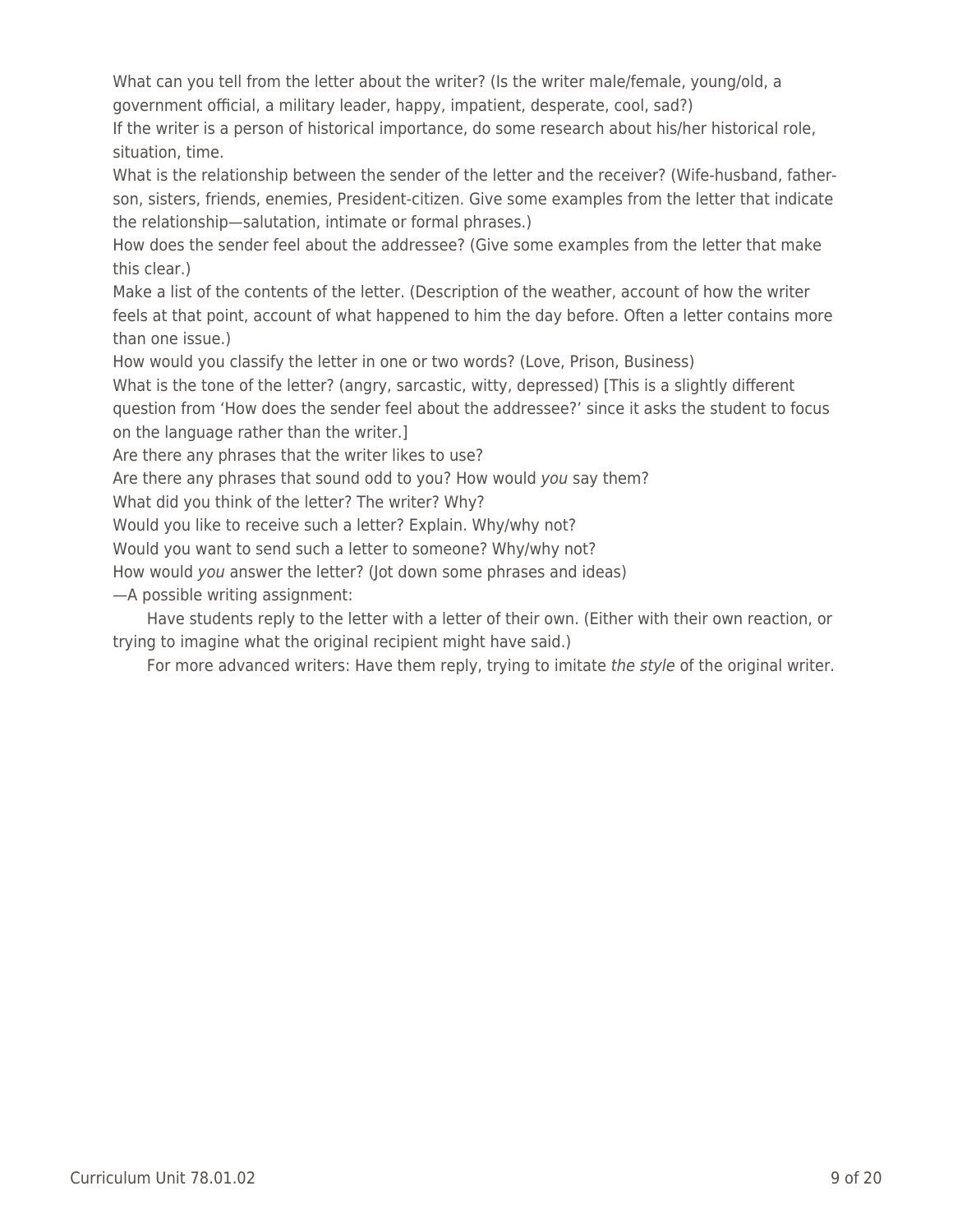What can you tell from the letter about the writer? (Is the writer male/female, young/old, a government official, a military leader, happy, impatient, desperate, cool, sad?)

If the writer is a person of historical importance, do some research about his/her historical role, situation, time.

What is the relationship between the sender of the letter and the receiver? (Wife-husband, father-son, sisters, friends, enemies, President-citizen. Give some examples from the letter that indicate the relationship—salutation, intimate or formal phrases.)

How does the sender feel about the addressee? (Give some examples from the letter that make this clear.)

Make a list of the contents of the letter. (Description of the weather, account of how the writer feels at that point, account of what happened to him the day before. Often a letter contains more than one issue.)

How would you classify the letter in one or two words? (Love, Prison, Business)

What is the tone of the letter? (angry, sarcastic, witty, depressed) [This is a slightly different question from 'How does the sender feel about the addressee?' since it asks the student to focus on the language rather than the writer.]

Are there any phrases that the writer likes to use?

Are there any phrases that sound odd to you? How would *you* say them?

What did you think of the letter? The writer? Why?

Would you like to receive such a letter? Explain. Why/why not?

Would you want to send such a letter to someone? Why/why not?

How would *you* answer the letter? (Jot down some phrases and ideas)

—A possible writing assignment:

Have students reply to the letter with a letter of their own. (Either with their own reaction, or trying to imagine what the original recipient might have said.)

For more advanced writers: Have them reply, trying to imitate *the style* of the original writer.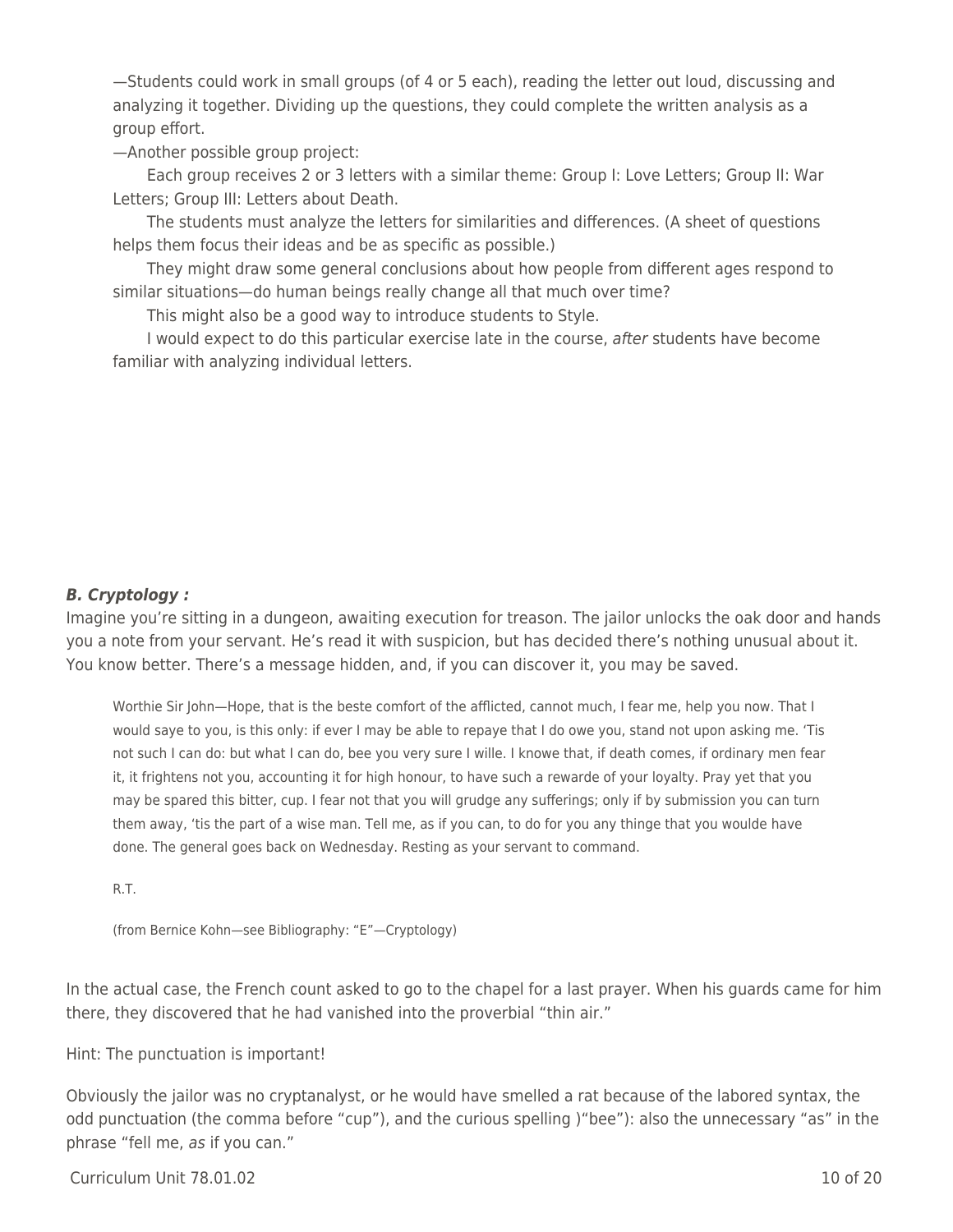—Students could work in small groups (of 4 or 5 each), reading the letter out loud, discussing and analyzing it together. Dividing up the questions, they could complete the written analysis as a group effort.

—Another possible group project:

Each group receives 2 or 3 letters with a similar theme: Group I: Love Letters; Group II: War Letters; Group III: Letters about Death.

The students must analyze the letters for similarities and differences. (A sheet of questions helps them focus their ideas and be as specific as possible.)

They might draw some general conclusions about how people from different ages respond to similar situations—do human beings really change all that much over time?

This might also be a good way to introduce students to Style.

I would expect to do this particular exercise late in the course, *after* students have become familiar with analyzing individual letters.

***B. Cryptology :***

Imagine you're sitting in a dungeon, awaiting execution for treason. The jailor unlocks the oak door and hands you a note from your servant. He's read it with suspicion, but has decided there's nothing unusual about it. You know better. There's a message hidden, and, if you can discover it, you may be saved.

> Worthie Sir John—Hope, that is the beste comfort of the afflicted, cannot much, I fear me, help you now. That I would saye to you, is this only: if ever I may be able to repaye that I do owe you, stand not upon asking me. 'Tis not such I can do: but what I can do, bee you very sure I wille. I knowe that, if death comes, if ordinary men fear it, it frightens not you, accounting it for high honour, to have such a rewarde of your loyalty. Pray yet that you may be spared this bitter, cup. I fear not that you will grudge any sufferings; only if by submission you can turn them away, 'tis the part of a wise man. Tell me, as if you can, to do for you any thinge that you woulde have done. The general goes back on Wednesday. Resting as your servant to command.
>
> R.T.
>
> (from Bernice Kohn—see Bibliography: "E"—Cryptology)

In the actual case, the French count asked to go to the chapel for a last prayer. When his guards came for him there, they discovered that he had vanished into the proverbial "thin air."

Hint: The punctuation is important!

Obviously the jailor was no cryptanalyst, or he would have smelled a rat because of the labored syntax, the odd punctuation (the comma before "cup"), and the curious spelling )"bee"): also the unnecessary "as" in the phrase "fell me, *as* if you can."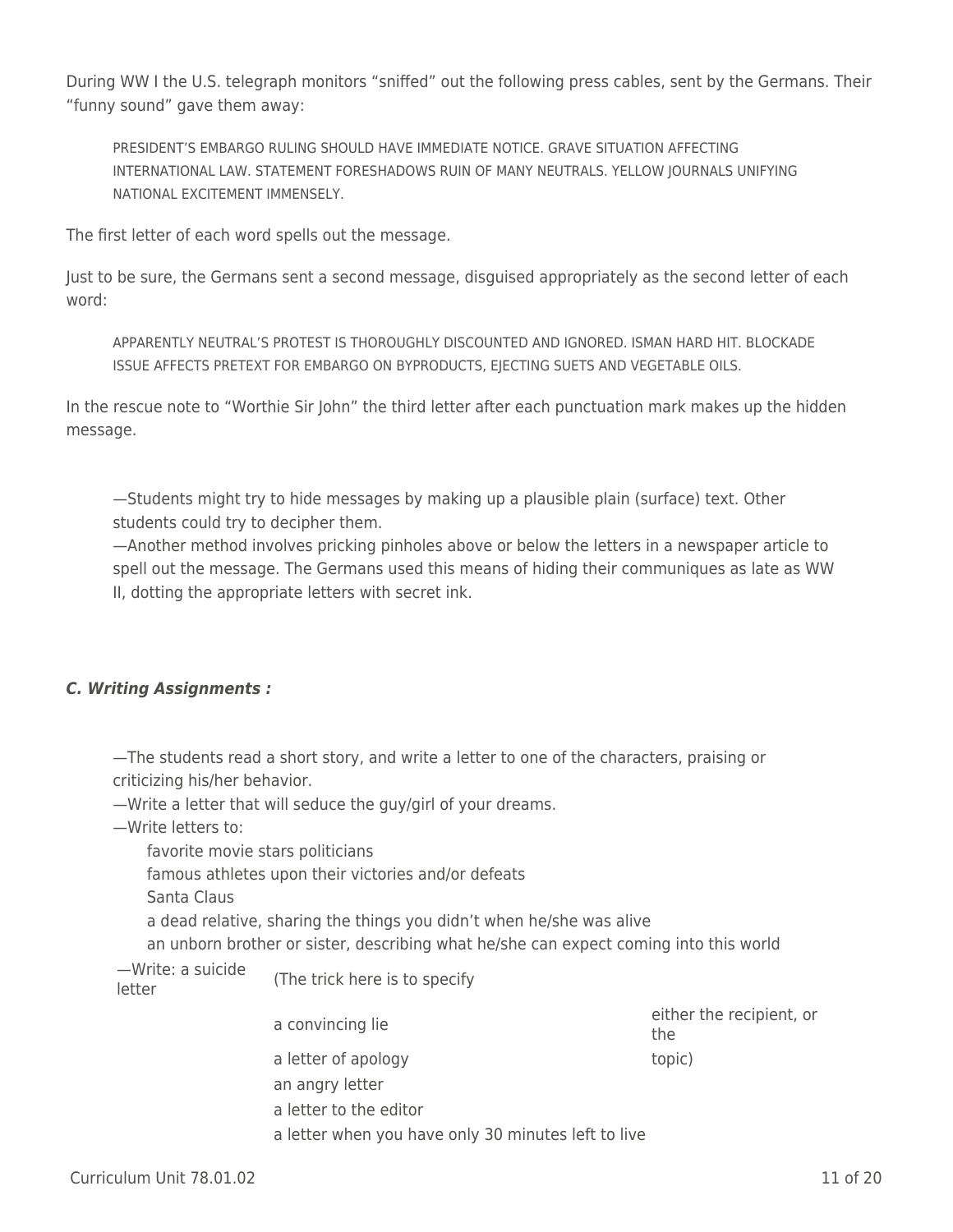During WW I the U.S. telegraph monitors "sniffed" out the following press cables, sent by the Germans. Their "funny sound" gave them away:

> PRESIDENT'S EMBARGO RULING SHOULD HAVE IMMEDIATE NOTICE. GRAVE SITUATION AFFECTING INTERNATIONAL LAW. STATEMENT FORESHADOWS RUIN OF MANY NEUTRALS. YELLOW JOURNALS UNIFYING NATIONAL EXCITEMENT IMMENSELY.

The first letter of each word spells out the message.

Just to be sure, the Germans sent a second message, disguised appropriately as the second letter of each word:

> APPARENTLY NEUTRAL'S PROTEST IS THOROUGHLY DISCOUNTED AND IGNORED. ISMAN HARD HIT. BLOCKADE ISSUE AFFECTS PRETEXT FOR EMBARGO ON BYPRODUCTS, EJECTING SUETS AND VEGETABLE OILS.

In the rescue note to "Worthie Sir John" the third letter after each punctuation mark makes up the hidden message.

—Students might try to hide messages by making up a plausible plain (surface) text. Other students could try to decipher them.
—Another method involves pricking pinholes above or below the letters in a newspaper article to spell out the message. The Germans used this means of hiding their communiques as late as WW II, dotting the appropriate letters with secret ink.

### *C. Writing Assignments :*

—The students read a short story, and write a letter to one of the characters, praising or criticizing his/her behavior.
—Write a letter that will seduce the guy/girl of your dreams.
—Write letters to:

- favorite movie stars politicians
- famous athletes upon their victories and/or defeats
- Santa Claus
- a dead relative, sharing the things you didn't when he/she was alive
- an unborn brother or sister, describing what he/she can expect coming into this world

—Write: a suicide letter (The trick here is to specify either the recipient, or the topic)

- a convincing lie
- a letter of apology
- an angry letter
- a letter to the editor
- a letter when you have only 30 minutes left to live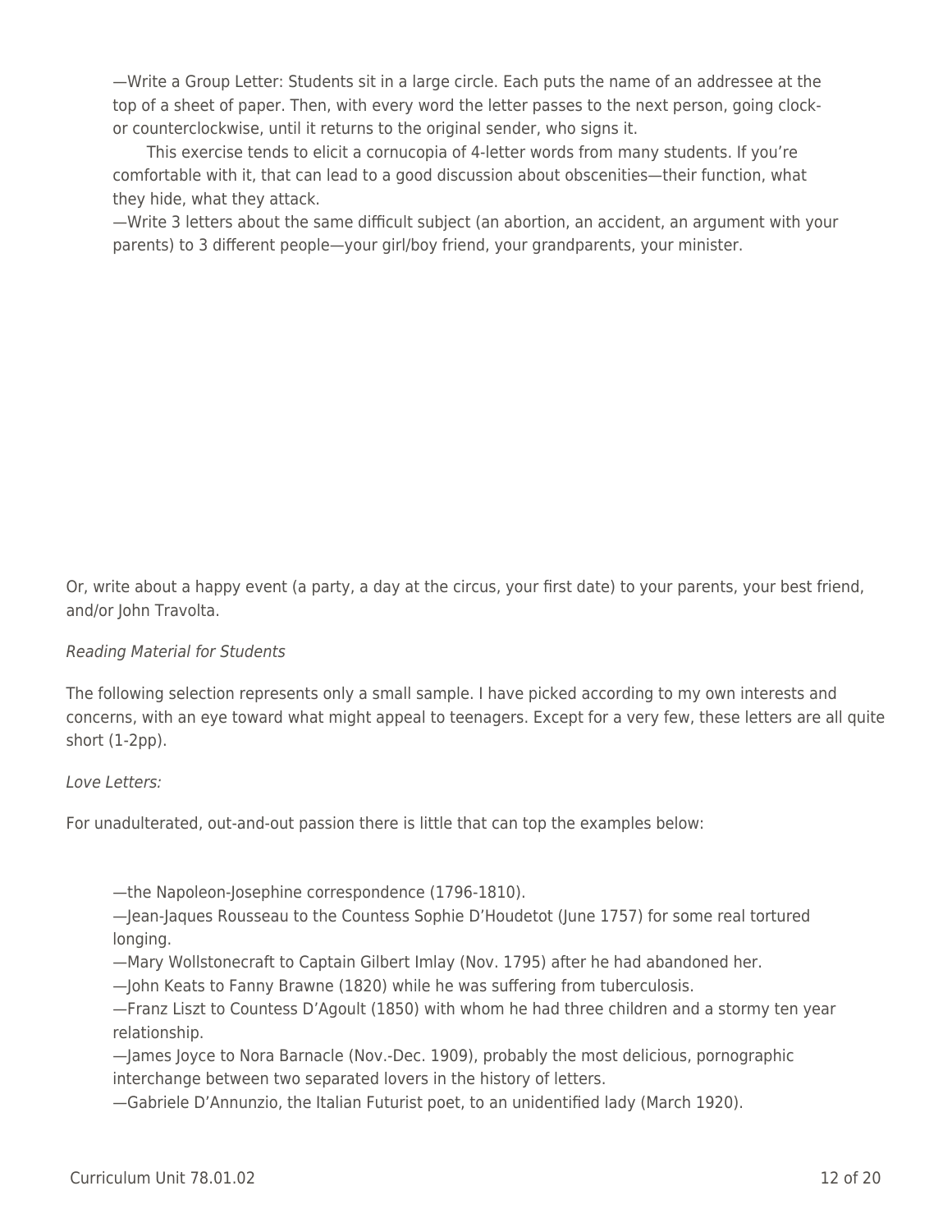—Write a Group Letter: Students sit in a large circle. Each puts the name of an addressee at the top of a sheet of paper. Then, with every word the letter passes to the next person, going clock- or counterclockwise, until it returns to the original sender, who signs it.

This exercise tends to elicit a cornucopia of 4-letter words from many students. If you're comfortable with it, that can lead to a good discussion about obscenities—their function, what they hide, what they attack.

—Write 3 letters about the same difficult subject (an abortion, an accident, an argument with your parents) to 3 different people—your girl/boy friend, your grandparents, your minister.

Or, write about a happy event (a party, a day at the circus, your first date) to your parents, your best friend, and/or John Travolta.

*Reading Material for Students*

The following selection represents only a small sample. I have picked according to my own interests and concerns, with an eye toward what might appeal to teenagers. Except for a very few, these letters are all quite short (1-2pp).

*Love Letters:*

For unadulterated, out-and-out passion there is little that can top the examples below:

—the Napoleon-Josephine correspondence (1796-1810).
—Jean-Jaques Rousseau to the Countess Sophie D'Houdetot (June 1757) for some real tortured longing.
—Mary Wollstonecraft to Captain Gilbert Imlay (Nov. 1795) after he had abandoned her.
—John Keats to Fanny Brawne (1820) while he was suffering from tuberculosis.
—Franz Liszt to Countess D'Agoult (1850) with whom he had three children and a stormy ten year relationship.
—James Joyce to Nora Barnacle (Nov.-Dec. 1909), probably the most delicious, pornographic interchange between two separated lovers in the history of letters.
—Gabriele D'Annunzio, the Italian Futurist poet, to an unidentified lady (March 1920).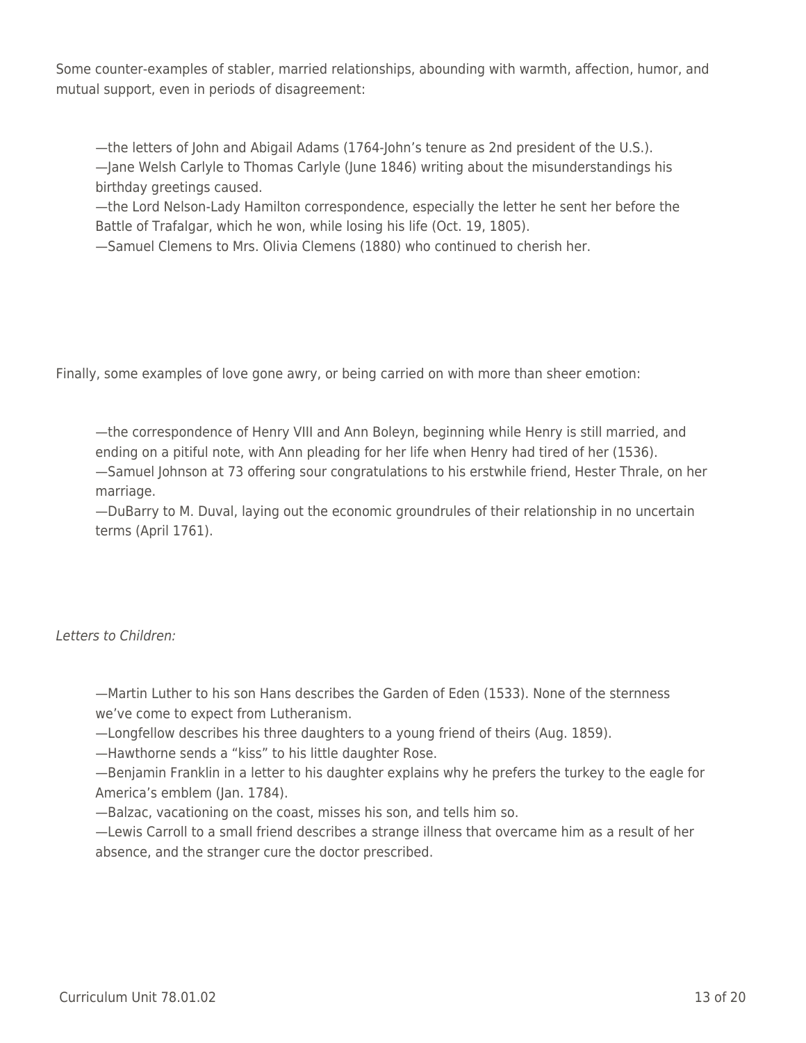Some counter-examples of stabler, married relationships, abounding with warmth, affection, humor, and mutual support, even in periods of disagreement:

—the letters of John and Abigail Adams (1764-John's tenure as 2nd president of the U.S.).
—Jane Welsh Carlyle to Thomas Carlyle (June 1846) writing about the misunderstandings his birthday greetings caused.
—the Lord Nelson-Lady Hamilton correspondence, especially the letter he sent her before the Battle of Trafalgar, which he won, while losing his life (Oct. 19, 1805).
—Samuel Clemens to Mrs. Olivia Clemens (1880) who continued to cherish her.

Finally, some examples of love gone awry, or being carried on with more than sheer emotion:

—the correspondence of Henry VIII and Ann Boleyn, beginning while Henry is still married, and ending on a pitiful note, with Ann pleading for her life when Henry had tired of her (1536).
—Samuel Johnson at 73 offering sour congratulations to his erstwhile friend, Hester Thrale, on her marriage.
—DuBarry to M. Duval, laying out the economic groundrules of their relationship in no uncertain terms (April 1761).

*Letters to Children:*

—Martin Luther to his son Hans describes the Garden of Eden (1533). None of the sternness we've come to expect from Lutheranism.
—Longfellow describes his three daughters to a young friend of theirs (Aug. 1859).
—Hawthorne sends a "kiss" to his little daughter Rose.
—Benjamin Franklin in a letter to his daughter explains why he prefers the turkey to the eagle for America's emblem (Jan. 1784).
—Balzac, vacationing on the coast, misses his son, and tells him so.
—Lewis Carroll to a small friend describes a strange illness that overcame him as a result of her absence, and the stranger cure the doctor prescribed.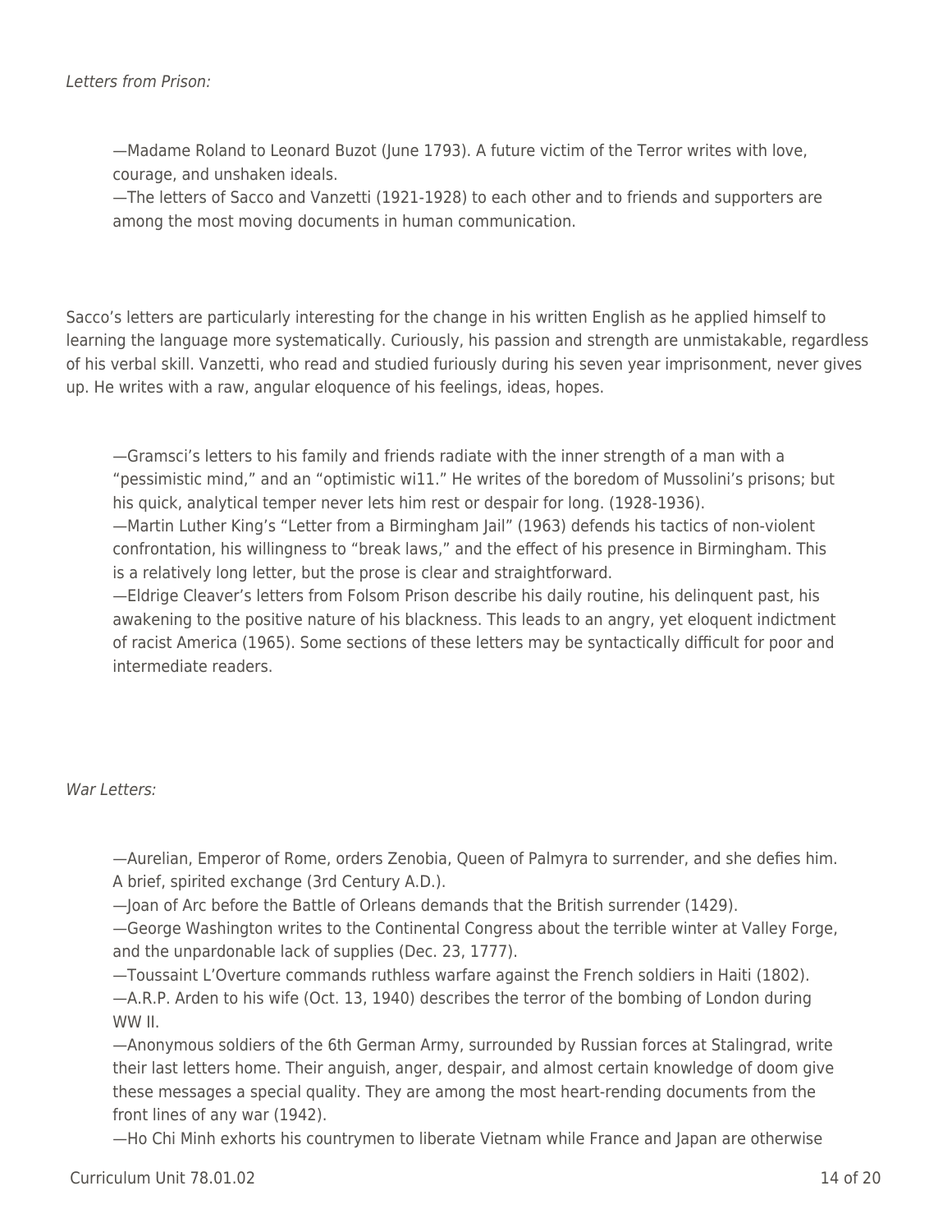*Letters from Prison:*

—Madame Roland to Leonard Buzot (June 1793). A future victim of the Terror writes with love, courage, and unshaken ideals.
—The letters of Sacco and Vanzetti (1921-1928) to each other and to friends and supporters are among the most moving documents in human communication.

Sacco's letters are particularly interesting for the change in his written English as he applied himself to learning the language more systematically. Curiously, his passion and strength are unmistakable, regardless of his verbal skill. Vanzetti, who read and studied furiously during his seven year imprisonment, never gives up. He writes with a raw, angular eloquence of his feelings, ideas, hopes.

—Gramsci's letters to his family and friends radiate with the inner strength of a man with a "pessimistic mind," and an "optimistic wi11." He writes of the boredom of Mussolini's prisons; but his quick, analytical temper never lets him rest or despair for long. (1928-1936).
—Martin Luther King's "Letter from a Birmingham Jail" (1963) defends his tactics of non-violent confrontation, his willingness to "break laws," and the effect of his presence in Birmingham. This is a relatively long letter, but the prose is clear and straightforward.
—Eldrige Cleaver's letters from Folsom Prison describe his daily routine, his delinquent past, his awakening to the positive nature of his blackness. This leads to an angry, yet eloquent indictment of racist America (1965). Some sections of these letters may be syntactically difficult for poor and intermediate readers.

*War Letters:*

—Aurelian, Emperor of Rome, orders Zenobia, Queen of Palmyra to surrender, and she defies him. A brief, spirited exchange (3rd Century A.D.).
—Joan of Arc before the Battle of Orleans demands that the British surrender (1429).
—George Washington writes to the Continental Congress about the terrible winter at Valley Forge, and the unpardonable lack of supplies (Dec. 23, 1777).
—Toussaint L'Overture commands ruthless warfare against the French soldiers in Haiti (1802).
—A.R.P. Arden to his wife (Oct. 13, 1940) describes the terror of the bombing of London during WW II.
—Anonymous soldiers of the 6th German Army, surrounded by Russian forces at Stalingrad, write their last letters home. Their anguish, anger, despair, and almost certain knowledge of doom give these messages a special quality. They are among the most heart-rending documents from the front lines of any war (1942).
—Ho Chi Minh exhorts his countrymen to liberate Vietnam while France and Japan are otherwise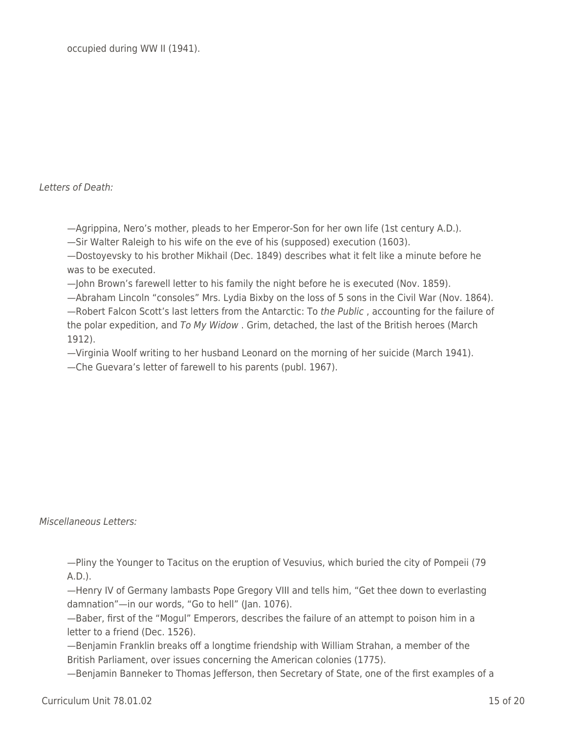occupied during WW II (1941).

*Letters of Death:*

—Agrippina, Nero's mother, pleads to her Emperor-Son for her own life (1st century A.D.).
—Sir Walter Raleigh to his wife on the eve of his (supposed) execution (1603).
—Dostoyevsky to his brother Mikhail (Dec. 1849) describes what it felt like a minute before he was to be executed.
—John Brown's farewell letter to his family the night before he is executed (Nov. 1859).
—Abraham Lincoln "consoles" Mrs. Lydia Bixby on the loss of 5 sons in the Civil War (Nov. 1864).
—Robert Falcon Scott's last letters from the Antarctic: To *the Public* , accounting for the failure of the polar expedition, and *To My Widow* . Grim, detached, the last of the British heroes (March 1912).
—Virginia Woolf writing to her husband Leonard on the morning of her suicide (March 1941).
—Che Guevara's letter of farewell to his parents (publ. 1967).

*Miscellaneous Letters:*

—Pliny the Younger to Tacitus on the eruption of Vesuvius, which buried the city of Pompeii (79 A.D.).
—Henry IV of Germany lambasts Pope Gregory VIII and tells him, "Get thee down to everlasting damnation"—in our words, "Go to hell" (Jan. 1076).
—Baber, first of the "Mogul" Emperors, describes the failure of an attempt to poison him in a letter to a friend (Dec. 1526).
—Benjamin Franklin breaks off a longtime friendship with William Strahan, a member of the British Parliament, over issues concerning the American colonies (1775).
—Benjamin Banneker to Thomas Jefferson, then Secretary of State, one of the first examples of a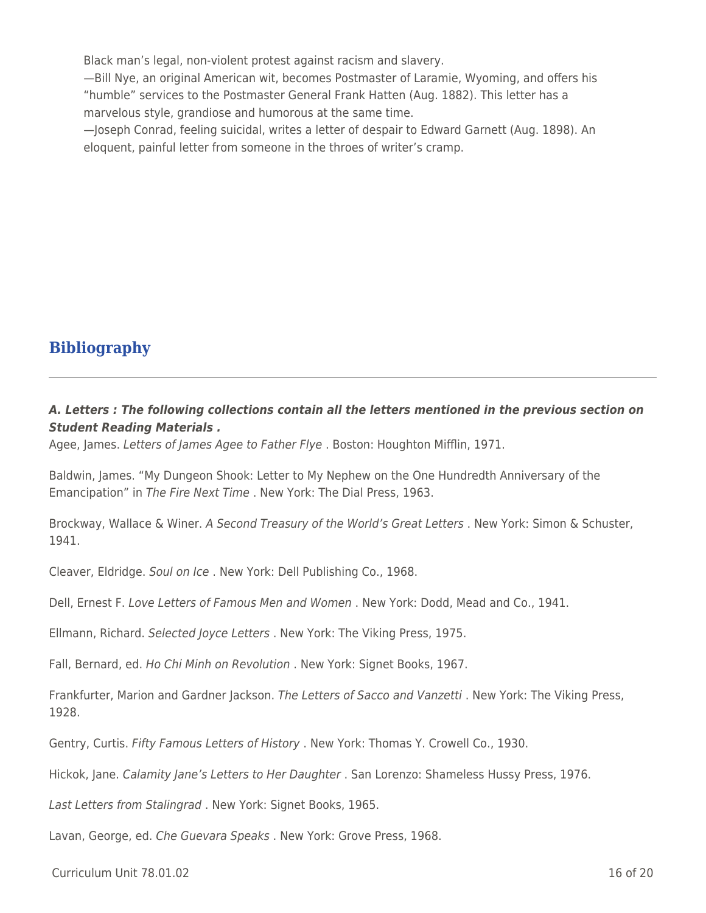Black man's legal, non-violent protest against racism and slavery.

—Bill Nye, an original American wit, becomes Postmaster of Laramie, Wyoming, and offers his "humble" services to the Postmaster General Frank Hatten (Aug. 1882). This letter has a marvelous style, grandiose and humorous at the same time.

—Joseph Conrad, feeling suicidal, writes a letter of despair to Edward Garnett (Aug. 1898). An eloquent, painful letter from someone in the throes of writer's cramp.

## Bibliography

***A. Letters : The following collections contain all the letters mentioned in the previous section on Student Reading Materials .***

Agee, James. *Letters of James Agee to Father Flye* . Boston: Houghton Mifflin, 1971.

Baldwin, James. "My Dungeon Shook: Letter to My Nephew on the One Hundredth Anniversary of the Emancipation" in *The Fire Next Time* . New York: The Dial Press, 1963.

Brockway, Wallace & Winer. *A Second Treasury of the World's Great Letters* . New York: Simon & Schuster, 1941.

Cleaver, Eldridge. *Soul on Ice* . New York: Dell Publishing Co., 1968.

Dell, Ernest F. *Love Letters of Famous Men and Women* . New York: Dodd, Mead and Co., 1941.

Ellmann, Richard. *Selected Joyce Letters* . New York: The Viking Press, 1975.

Fall, Bernard, ed. *Ho Chi Minh on Revolution* . New York: Signet Books, 1967.

Frankfurter, Marion and Gardner Jackson. *The Letters of Sacco and Vanzetti* . New York: The Viking Press, 1928.

Gentry, Curtis. *Fifty Famous Letters of History* . New York: Thomas Y. Crowell Co., 1930.

Hickok, Jane. *Calamity Jane's Letters to Her Daughter* . San Lorenzo: Shameless Hussy Press, 1976.

*Last Letters from Stalingrad* . New York: Signet Books, 1965.

Lavan, George, ed. *Che Guevara Speaks* . New York: Grove Press, 1968.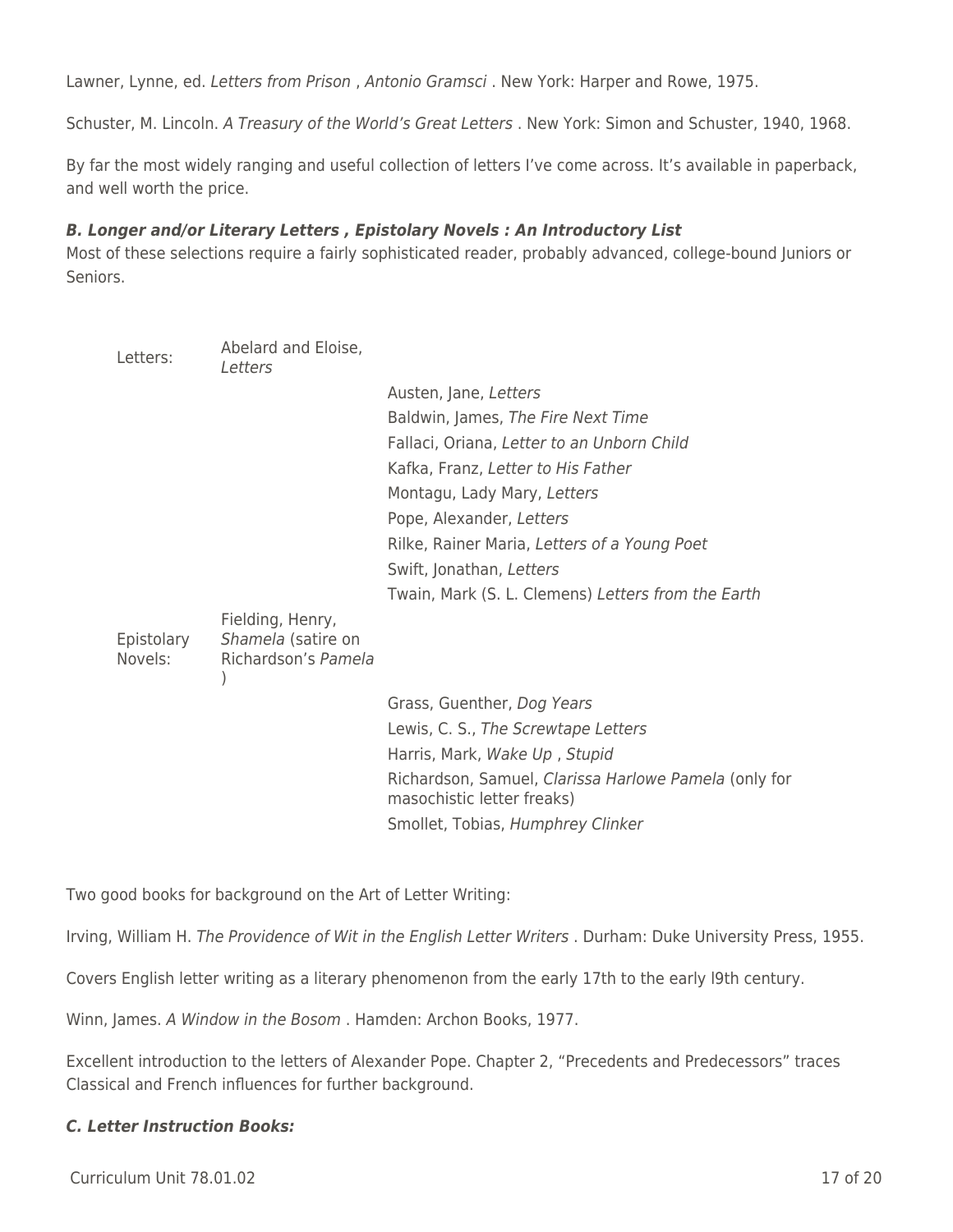Lawner, Lynne, ed. *Letters from Prison* , *Antonio Gramsci* . New York: Harper and Rowe, 1975.

Schuster, M. Lincoln. *A Treasury of the World's Great Letters* . New York: Simon and Schuster, 1940, 1968.

By far the most widely ranging and useful collection of letters I've come across. It's available in paperback, and well worth the price.

***B. Longer and/or Literary Letters , Epistolary Novels : An Introductory List***
Most of these selections require a fairly sophisticated reader, probably advanced, college-bound Juniors or Seniors.

| | | |
|---|---|---|
| Letters: | Abelard and Eloise, *Letters* | |
| | | Austen, Jane, *Letters* |
| | | Baldwin, James, *The Fire Next Time* |
| | | Fallaci, Oriana, *Letter to an Unborn Child* |
| | | Kafka, Franz, *Letter to His Father* |
| | | Montagu, Lady Mary, *Letters* |
| | | Pope, Alexander, *Letters* |
| | | Rilke, Rainer Maria, *Letters of a Young Poet* |
| | | Swift, Jonathan, *Letters* |
| | | Twain, Mark (S. L. Clemens) *Letters from the Earth* |
| Epistolary Novels: | Fielding, Henry, *Shamela* (satire on Richardson's *Pamela* ) | |
| | | Grass, Guenther, *Dog Years* |
| | | Lewis, C. S., *The Screwtape Letters* |
| | | Harris, Mark, *Wake Up* , *Stupid* |
| | | Richardson, Samuel, *Clarissa Harlowe Pamela* (only for masochistic letter freaks) |
| | | Smollet, Tobias, *Humphrey Clinker* |

Two good books for background on the Art of Letter Writing:

Irving, William H. *The Providence of Wit in the English Letter Writers* . Durham: Duke University Press, 1955.

Covers English letter writing as a literary phenomenon from the early 17th to the early l9th century.

Winn, James. *A Window in the Bosom* . Hamden: Archon Books, 1977.

Excellent introduction to the letters of Alexander Pope. Chapter 2, "Precedents and Predecessors" traces Classical and French influences for further background.

***C. Letter Instruction Books:***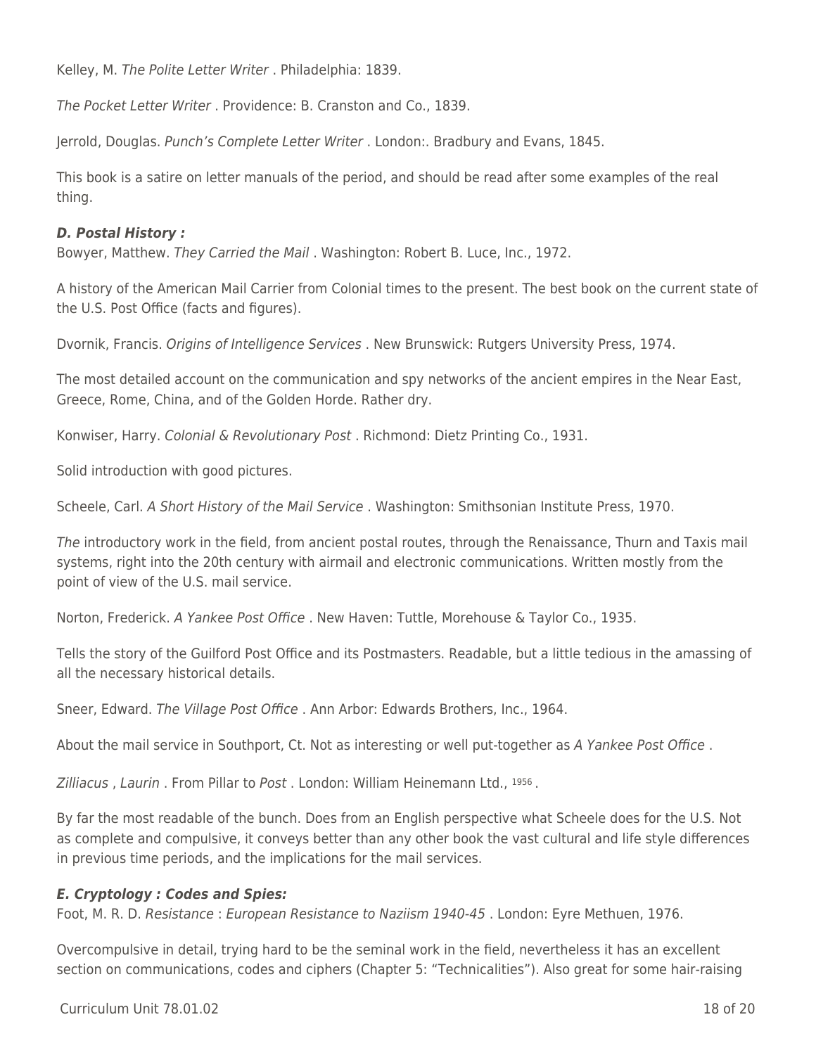Kelley, M. *The Polite Letter Writer* . Philadelphia: 1839.

*The Pocket Letter Writer* . Providence: B. Cranston and Co., 1839.

Jerrold, Douglas. *Punch's Complete Letter Writer* . London:. Bradbury and Evans, 1845.

This book is a satire on letter manuals of the period, and should be read after some examples of the real thing.

***D. Postal History :***

Bowyer, Matthew. *They Carried the Mail* . Washington: Robert B. Luce, Inc., 1972.

A history of the American Mail Carrier from Colonial times to the present. The best book on the current state of the U.S. Post Office (facts and figures).

Dvornik, Francis. *Origins of Intelligence Services* . New Brunswick: Rutgers University Press, 1974.

The most detailed account on the communication and spy networks of the ancient empires in the Near East, Greece, Rome, China, and of the Golden Horde. Rather dry.

Konwiser, Harry. *Colonial & Revolutionary Post* . Richmond: Dietz Printing Co., 1931.

Solid introduction with good pictures.

Scheele, Carl. *A Short History of the Mail Service* . Washington: Smithsonian Institute Press, 1970.

*The* introductory work in the field, from ancient postal routes, through the Renaissance, Thurn and Taxis mail systems, right into the 20th century with airmail and electronic communications. Written mostly from the point of view of the U.S. mail service.

Norton, Frederick. *A Yankee Post Office* . New Haven: Tuttle, Morehouse & Taylor Co., 1935.

Tells the story of the Guilford Post Office and its Postmasters. Readable, but a little tedious in the amassing of all the necessary historical details.

Sneer, Edward. *The Village Post Office* . Ann Arbor: Edwards Brothers, Inc., 1964.

About the mail service in Southport, Ct. Not as interesting or well put-together as *A Yankee Post Office* .

*Zilliacus* , *Laurin* . From Pillar to *Post* . London: William Heinemann Ltd., 1956 .

By far the most readable of the bunch. Does from an English perspective what Scheele does for the U.S. Not as complete and compulsive, it conveys better than any other book the vast cultural and life style differences in previous time periods, and the implications for the mail services.

***E. Cryptology : Codes and Spies:***

Foot, M. R. D. *Resistance* : *European Resistance to Naziism 1940-45* . London: Eyre Methuen, 1976.

Overcompulsive in detail, trying hard to be the seminal work in the field, nevertheless it has an excellent section on communications, codes and ciphers (Chapter 5: "Technicalities"). Also great for some hair-raising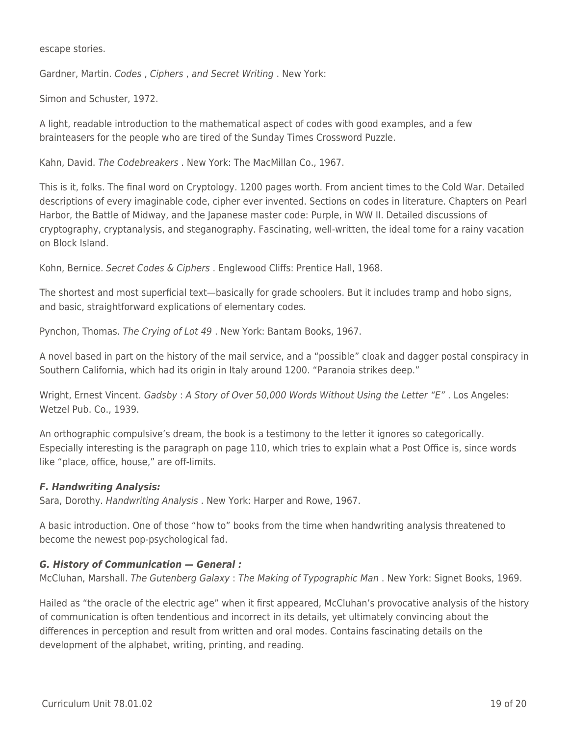escape stories.

Gardner, Martin. *Codes , Ciphers , and Secret Writing* . New York:

Simon and Schuster, 1972.

A light, readable introduction to the mathematical aspect of codes with good examples, and a few brainteasers for the people who are tired of the Sunday Times Crossword Puzzle.

Kahn, David. *The Codebreakers* . New York: The MacMillan Co., 1967.

This is it, folks. The final word on Cryptology. 1200 pages worth. From ancient times to the Cold War. Detailed descriptions of every imaginable code, cipher ever invented. Sections on codes in literature. Chapters on Pearl Harbor, the Battle of Midway, and the Japanese master code: Purple, in WW II. Detailed discussions of cryptography, cryptanalysis, and steganography. Fascinating, well-written, the ideal tome for a rainy vacation on Block Island.

Kohn, Bernice. *Secret Codes & Ciphers* . Englewood Cliffs: Prentice Hall, 1968.

The shortest and most superficial text—basically for grade schoolers. But it includes tramp and hobo signs, and basic, straightforward explications of elementary codes.

Pynchon, Thomas. *The Crying of Lot 49* . New York: Bantam Books, 1967.

A novel based in part on the history of the mail service, and a "possible" cloak and dagger postal conspiracy in Southern California, which had its origin in Italy around 1200. "Paranoia strikes deep."

Wright, Ernest Vincent. *Gadsby* : *A Story of Over 50,000 Words Without Using the Letter "E"* . Los Angeles: Wetzel Pub. Co., 1939.

An orthographic compulsive's dream, the book is a testimony to the letter it ignores so categorically. Especially interesting is the paragraph on page 110, which tries to explain what a Post Office is, since words like "place, office, house," are off-limits.

***F. Handwriting Analysis:***

Sara, Dorothy. *Handwriting Analysis* . New York: Harper and Rowe, 1967.

A basic introduction. One of those "how to" books from the time when handwriting analysis threatened to become the newest pop-psychological fad.

***G. History of Communication — General :***

McCluhan, Marshall. *The Gutenberg Galaxy* : *The Making of Typographic Man* . New York: Signet Books, 1969.

Hailed as "the oracle of the electric age" when it first appeared, McCluhan's provocative analysis of the history of communication is often tendentious and incorrect in its details, yet ultimately convincing about the differences in perception and result from written and oral modes. Contains fascinating details on the development of the alphabet, writing, printing, and reading.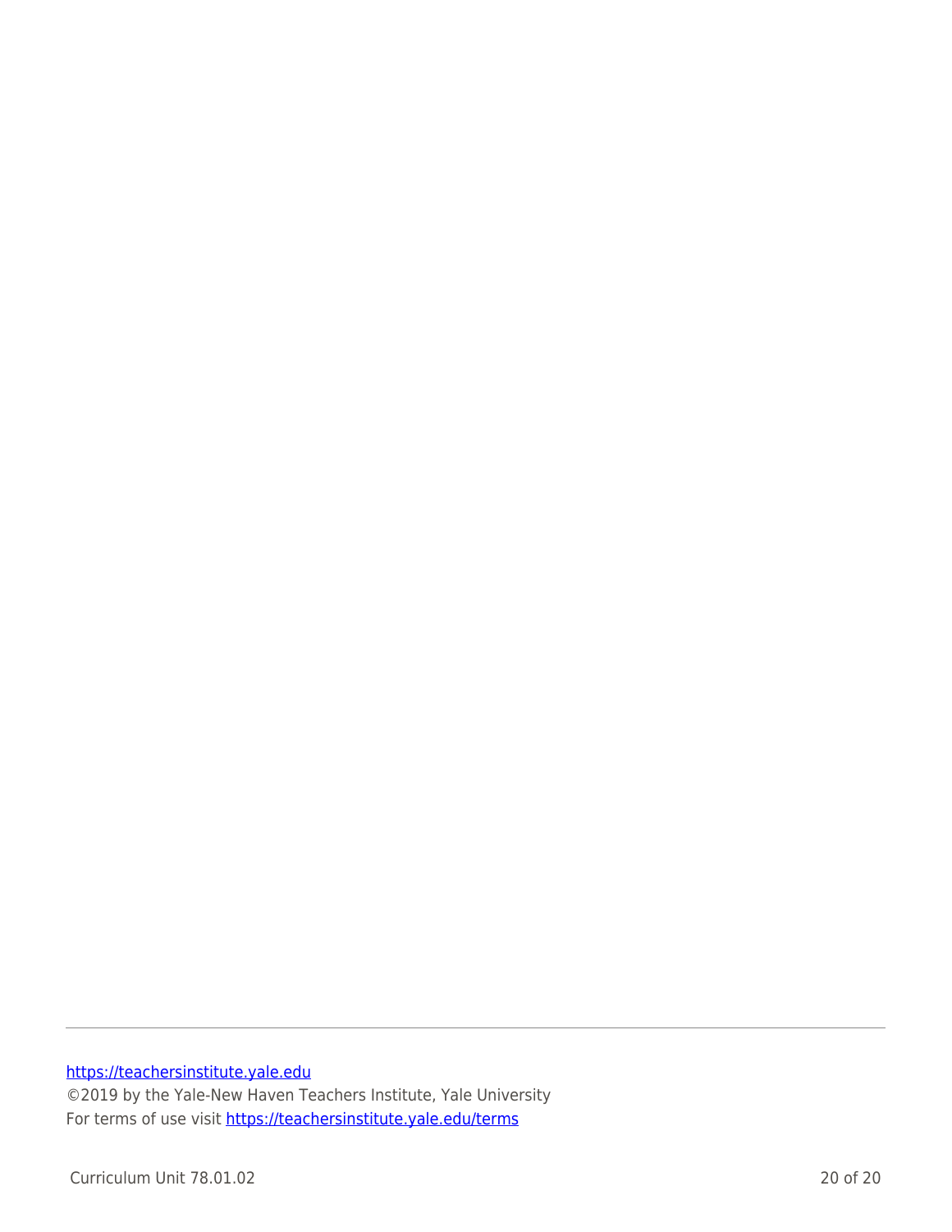https://teachersinstitute.yale.edu

©2019 by the Yale-New Haven Teachers Institute, Yale University
For terms of use visit https://teachersinstitute.yale.edu/terms